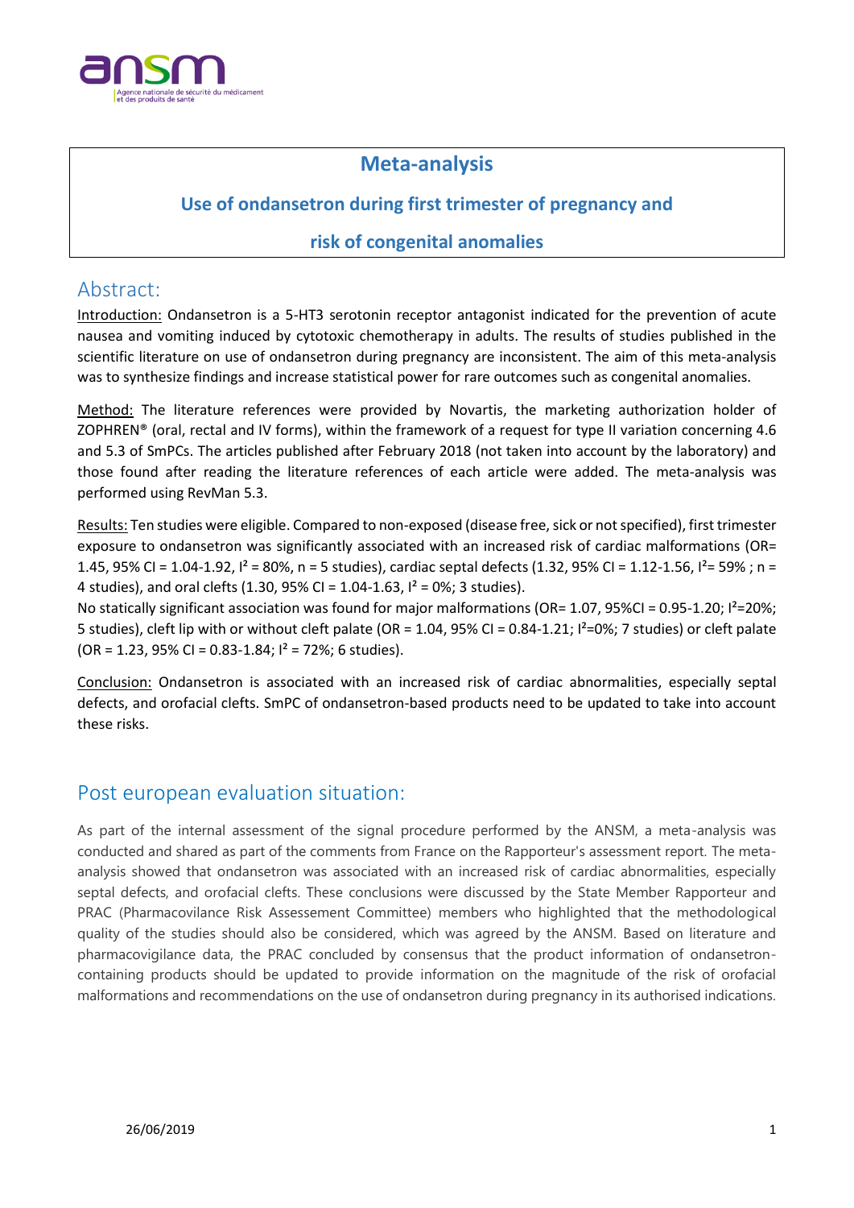# Meta-analysis

## Use of ondansetron during first trimester of pregnancy and risk of congenital anomalies

## Abstract:

Introduction: Ondansetron is a 5-HT3 serotonin receptor antagonist indicated for the prevention of acute nausea and vomiting induced by cytotoxic chemotherapy in adults. The results of studies published in the scientific literature on use of ondansetron during pregnancy are inconsistent. The aim of this meta-analysis was to synthesize findings and increase statistical power for rare outcomes such as congenital anomalies.

Method: The literature references were provided by Novartis, the marketing authorization holder of ZOPHREN® (oral, rectal and IV forms), within the framework of a request for type II variation concerning 4.6 and 5.3 of SmPCs. The articles published after February 2018 (not taken into account by the laboratory) and those found after reading the literature references of each article were added. The meta-analysis was performed using RevMan 5.3.

Results: Ten studies were eligible. Compared to non-exposed (disease free, sick or not specified), first trimester exposure to ondansetron was significantly associated with an increased risk of cardiac malformations (OR= 1.45, 95% CI = 1.04-1.92, $I^2$ = 80%, n = 5 studies), cardiac septal defects (1.32, 95% CI = 1.12-1.56, $I^2$= 59% ; n = 4 studies), and oral clefts (1.30, 95% CI = 1.04-1.63, $I^2$ = 0%; 3 studies).
No statically significant association was found for major malformations (OR= 1.07, 95%CI = 0.95-1.20; $I^2$=20%; 5 studies), cleft lip with or without cleft palate (OR = 1.04, 95% CI = 0.84-1.21; $I^2$=0%; 7 studies) or cleft palate (OR = 1.23, 95% CI = 0.83-1.84; $I^2$ = 72%; 6 studies).

Conclusion: Ondansetron is associated with an increased risk of cardiac abnormalities, especially septal defects, and orofacial clefts. SmPC of ondansetron-based products need to be updated to take into account these risks.

## Post european evaluation situation:

As part of the internal assessment of the signal procedure performed by the ANSM, a meta-analysis was conducted and shared as part of the comments from France on the Rapporteur's assessment report. The meta-analysis showed that ondansetron was associated with an increased risk of cardiac abnormalities, especially septal defects, and orofacial clefts. These conclusions were discussed by the State Member Rapporteur and PRAC (Pharmacovilance Risk Assessement Committee) members who highlighted that the methodological quality of the studies should also be considered, which was agreed by the ANSM. Based on literature and pharmacovigilance data, the PRAC concluded by consensus that the product information of ondansetron-containing products should be updated to provide information on the magnitude of the risk of orofacial malformations and recommendations on the use of ondansetron during pregnancy in its authorised indications.

26/06/2019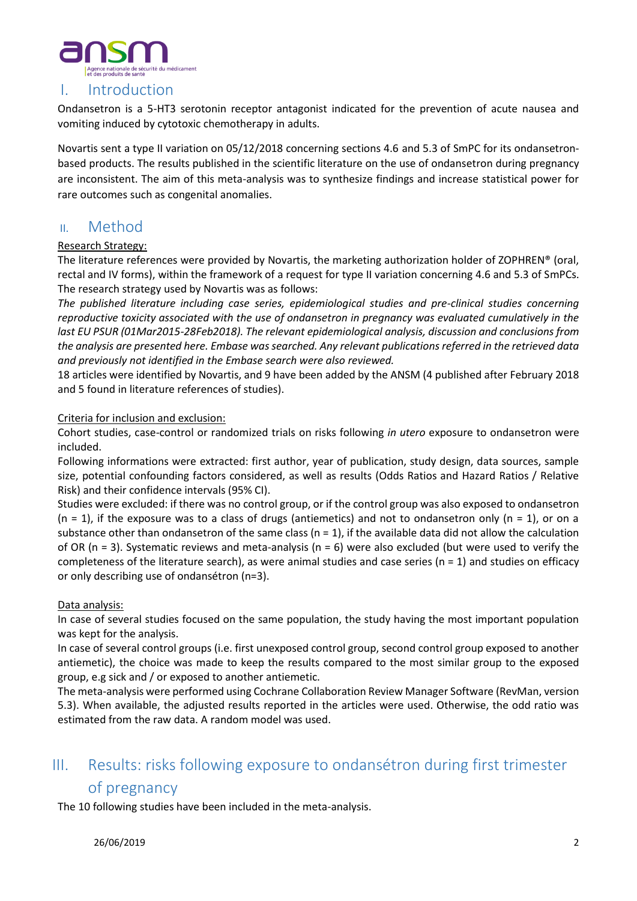# I. Introduction

Ondansetron is a 5-HT3 serotonin receptor antagonist indicated for the prevention of acute nausea and vomiting induced by cytotoxic chemotherapy in adults.

Novartis sent a type II variation on 05/12/2018 concerning sections 4.6 and 5.3 of SmPC for its ondansetron-based products. The results published in the scientific literature on the use of ondansetron during pregnancy are inconsistent. The aim of this meta-analysis was to synthesize findings and increase statistical power for rare outcomes such as congenital anomalies.

# II. Method

Research Strategy:

The literature references were provided by Novartis, the marketing authorization holder of ZOPHREN® (oral, rectal and IV forms), within the framework of a request for type II variation concerning 4.6 and 5.3 of SmPCs. The research strategy used by Novartis was as follows:

*The published literature including case series, epidemiological studies and pre-clinical studies concerning reproductive toxicity associated with the use of ondansetron in pregnancy was evaluated cumulatively in the last EU PSUR (01Mar2015-28Feb2018). The relevant epidemiological analysis, discussion and conclusions from the analysis are presented here. Embase was searched. Any relevant publications referred in the retrieved data and previously not identified in the Embase search were also reviewed.*

18 articles were identified by Novartis, and 9 have been added by the ANSM (4 published after February 2018 and 5 found in literature references of studies).

Criteria for inclusion and exclusion:

Cohort studies, case-control or randomized trials on risks following *in utero* exposure to ondansetron were included.

Following informations were extracted: first author, year of publication, study design, data sources, sample size, potential confounding factors considered, as well as results (Odds Ratios and Hazard Ratios / Relative Risk) and their confidence intervals (95% CI).

Studies were excluded: if there was no control group, or if the control group was also exposed to ondansetron (n = 1), if the exposure was to a class of drugs (antiemetics) and not to ondansetron only (n = 1), or on a substance other than ondansetron of the same class (n = 1), if the available data did not allow the calculation of OR (n = 3). Systematic reviews and meta-analysis (n = 6) were also excluded (but were used to verify the completeness of the literature search), as were animal studies and case series (n = 1) and studies on efficacy or only describing use of ondansétron (n=3).

Data analysis:

In case of several studies focused on the same population, the study having the most important population was kept for the analysis.

In case of several control groups (i.e. first unexposed control group, second control group exposed to another antiemetic), the choice was made to keep the results compared to the most similar group to the exposed group, e.g sick and / or exposed to another antiemetic.

The meta-analysis were performed using Cochrane Collaboration Review Manager Software (RevMan, version 5.3). When available, the adjusted results reported in the articles were used. Otherwise, the odd ratio was estimated from the raw data. A random model was used.

# III. Results: risks following exposure to ondansétron during first trimester of pregnancy

The 10 following studies have been included in the meta-analysis.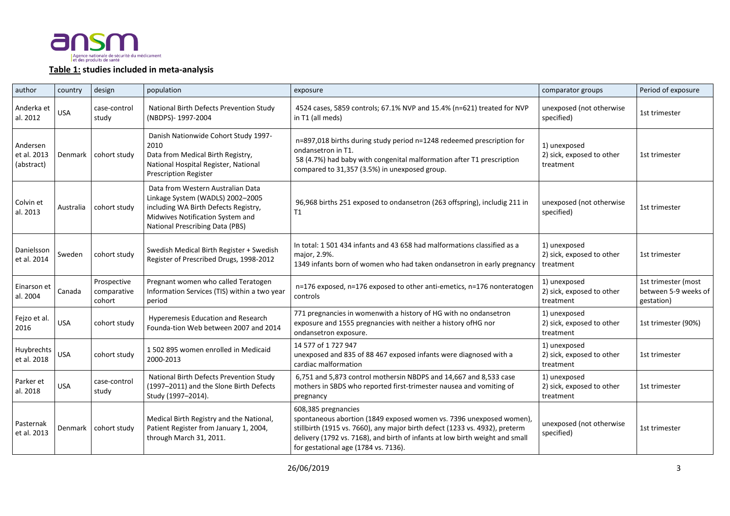**Table 1: studies included in meta-analysis**

| author | country | design | population | exposure | comparator groups | Period of exposure |
|---|---|---|---|---|---|---|
| Anderka et al. 2012 | USA | case-control study | National Birth Defects Prevention Study (NBDPS)- 1997-2004 | 4524 cases, 5859 controls; 67.1% NVP and 15.4% (n=621) treated for NVP in T1 (all meds) | unexposed (not otherwise specified) | 1st trimester |
| Andersen et al. 2013 (abstract) | Denmark | cohort study | Danish Nationwide Cohort Study 1997-2010<br>Data from Medical Birth Registry, National Hospital Register, National Prescription Register | n=897,018 births during study period n=1248 redeemed prescription for ondansetron in T1.<br>58 (4.7%) had baby with congenital malformation after T1 prescription compared to 31,357 (3.5%) in unexposed group. | 1) unexposed<br>2) sick, exposed to other treatment | 1st trimester |
| Colvin et al. 2013 | Australia | cohort study | Data from Western Australian Data Linkage System (WADLS) 2002–2005 including WA Birth Defects Registry, Midwives Notification System and National Prescribing Data (PBS) | 96,968 births 251 exposed to ondansetron (263 offspring), includig 211 in T1 | unexposed (not otherwise specified) | 1st trimester |
| Danielsson et al. 2014 | Sweden | cohort study | Swedish Medical Birth Register + Swedish Register of Prescribed Drugs, 1998-2012 | In total: 1 501 434 infants and 43 658 had malformations classified as a major, 2.9%.<br>1349 infants born of women who had taken ondansetron in early pregnancy | 1) unexposed<br>2) sick, exposed to other treatment | 1st trimester |
| Einarson et al. 2004 | Canada | Prospective comparative cohort | Pregnant women who called Teratogen Information Services (TIS) within a two year period | n=176 exposed, n=176 exposed to other anti-emetics, n=176 nonteratogen controls | 1) unexposed<br>2) sick, exposed to other treatment | 1st trimester (most between 5-9 weeks of gestation) |
| Fejzo et al. 2016 | USA | cohort study | Hyperemesis Education and Research Founda-tion Web between 2007 and 2014 | 771 pregnancies in womenwith a history of HG with no ondansetron exposure and 1555 pregnancies with neither a history ofHG nor ondansetron exposure. | 1) unexposed<br>2) sick, exposed to other treatment | 1st trimester (90%) |
| Huybrechts et al. 2018 | USA | cohort study | 1 502 895 women enrolled in Medicaid 2000-2013 | 14 577 of 1 727 947<br>unexposed and 835 of 88 467 exposed infants were diagnosed with a cardiac malformation | 1) unexposed<br>2) sick, exposed to other treatment | 1st trimester |
| Parker et al. 2018 | USA | case-control study | National Birth Defects Prevention Study (1997–2011) and the Slone Birth Defects Study (1997–2014). | 6,751 and 5,873 control mothersin NBDPS and 14,667 and 8,533 case mothers in SBDS who reported first-trimester nausea and vomiting of pregnancy | 1) unexposed<br>2) sick, exposed to other treatment | 1st trimester |
| Pasternak et al. 2013 | Denmark | cohort study | Medical Birth Registry and the National, Patient Register from January 1, 2004, through March 31, 2011. | 608,385 pregnancies<br>spontaneous abortion (1849 exposed women vs. 7396 unexposed women), stillbirth (1915 vs. 7660), any major birth defect (1233 vs. 4932), preterm delivery (1792 vs. 7168), and birth of infants at low birth weight and small for gestational age (1784 vs. 7136). | unexposed (not otherwise specified) | 1st trimester |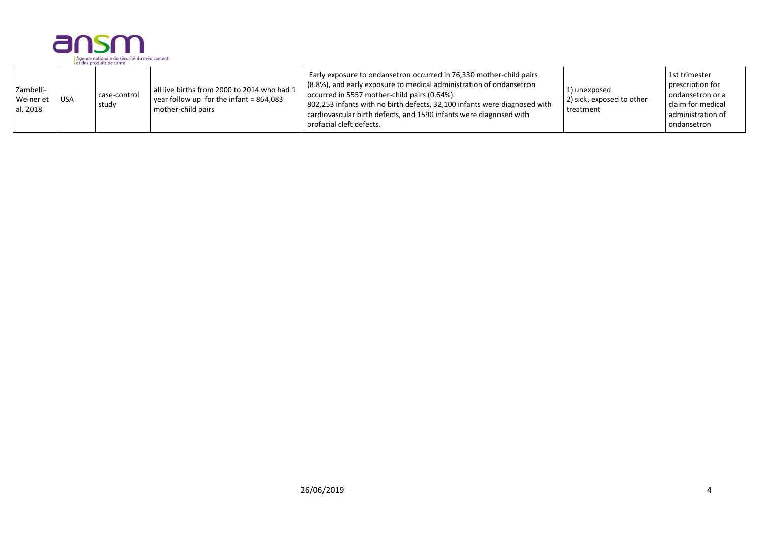| | | | | | | |
|---|---|---|---|---|---|---|
| Zambelli-Weiner et al. 2018 | USA | case-control study | all live births from 2000 to 2014 who had 1 year follow up for the infant = 864,083 mother-child pairs | Early exposure to ondansetron occurred in 76,330 mother-child pairs (8.8%), and early exposure to medical administration of ondansetron occurred in 5557 mother-child pairs (0.64%). 802,253 infants with no birth defects, 32,100 infants were diagnosed with cardiovascular birth defects, and 1590 infants were diagnosed with orofacial cleft defects. | 1) unexposed 2) sick, exposed to other treatment | 1st trimester prescription for ondansetron or a claim for medical administration of ondansetron |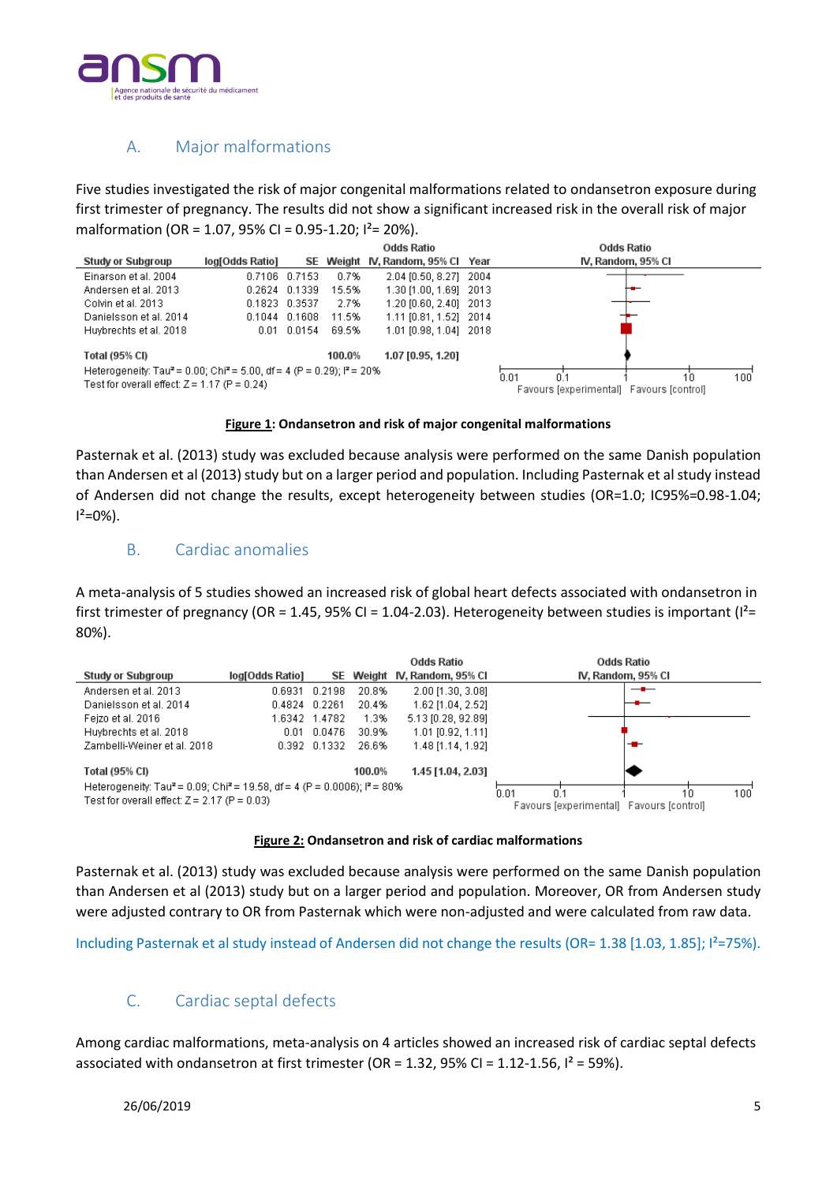## A. Major malformations

Five studies investigated the risk of major congenital malformations related to ondansetron exposure during first trimester of pregnancy. The results did not show a significant increased risk in the overall risk of major malformation (OR = 1.07, 95% CI = 0.95-1.20; $I^2$= 20%).

| Study or Subgroup | log[Odds Ratio] | SE | Weight | Odds Ratio IV, Random, 95% CI | Year |
|---|---|---|---|---|---|
| Einarson et al. 2004 | 0.7106 | 0.7153 | 0.7% | 2.04 [0.50, 8.27] | 2004 |
| Andersen et al. 2013 | 0.2624 | 0.1339 | 15.5% | 1.30 [1.00, 1.69] | 2013 |
| Colvin et al. 2013 | 0.1823 | 0.3537 | 2.7% | 1.20 [0.60, 2.40] | 2013 |
| Danielsson et al. 2014 | 0.1044 | 0.1608 | 11.5% | 1.11 [0.81, 1.52] | 2014 |
| Huybrechts et al. 2018 | 0.01 | 0.0154 | 69.5% | 1.01 [0.98, 1.04] | 2018 |
| **Total (95% CI)** | | | **100.0%** | **1.07 [0.95, 1.20]** | |

Heterogeneity: Tau² = 0.00; Chi² = 5.00, df = 4 (P = 0.29); I² = 20%
Test for overall effect: Z = 1.17 (P = 0.24)

Odds Ratio IV, Random, 95% CI — 0.01 0.1 1 10 100 — Favours [experimental] Favours [control]

**Figure 1: Ondansetron and risk of major congenital malformations**

Pasternak et al. (2013) study was excluded because analysis were performed on the same Danish population than Andersen et al (2013) study but on a larger period and population. Including Pasternak et al study instead of Andersen did not change the results, except heterogeneity between studies (OR=1.0; IC95%=0.98-1.04; $I^2$=0%).

## B. Cardiac anomalies

A meta-analysis of 5 studies showed an increased risk of global heart defects associated with ondansetron in first trimester of pregnancy (OR = 1.45, 95% CI = 1.04-2.03). Heterogeneity between studies is important ($I^2$= 80%).

| Study or Subgroup | log[Odds Ratio] | SE | Weight | Odds Ratio IV, Random, 95% CI |
|---|---|---|---|---|
| Andersen et al. 2013 | 0.6931 | 0.2198 | 20.8% | 2.00 [1.30, 3.08] |
| Danielsson et al. 2014 | 0.4824 | 0.2261 | 20.4% | 1.62 [1.04, 2.52] |
| Fejzo et al. 2016 | 1.6342 | 1.4782 | 1.3% | 5.13 [0.28, 92.89] |
| Huybrechts et al. 2018 | 0.01 | 0.0476 | 30.9% | 1.01 [0.92, 1.11] |
| Zambelli-Weiner et al. 2018 | 0.392 | 0.1332 | 26.6% | 1.48 [1.14, 1.92] |
| **Total (95% CI)** | | | **100.0%** | **1.45 [1.04, 2.03]** |

Heterogeneity: Tau² = 0.09; Chi² = 19.58, df = 4 (P = 0.0006); I² = 80%
Test for overall effect: Z = 2.17 (P = 0.03)

Odds Ratio IV, Random, 95% CI — 0.01 0.1 1 10 100 — Favours [experimental] Favours [control]

**Figure 2: Ondansetron and risk of cardiac malformations**

Pasternak et al. (2013) study was excluded because analysis were performed on the same Danish population than Andersen et al (2013) study but on a larger period and population. Moreover, OR from Andersen study were adjusted contrary to OR from Pasternak which were non-adjusted and were calculated from raw data.

Including Pasternak et al study instead of Andersen did not change the results (OR= 1.38 [1.03, 1.85]; $I^2$=75%).

## C. Cardiac septal defects

Among cardiac malformations, meta-analysis on 4 articles showed an increased risk of cardiac septal defects associated with ondansetron at first trimester (OR = 1.32, 95% CI = 1.12-1.56, $I^2$ = 59%).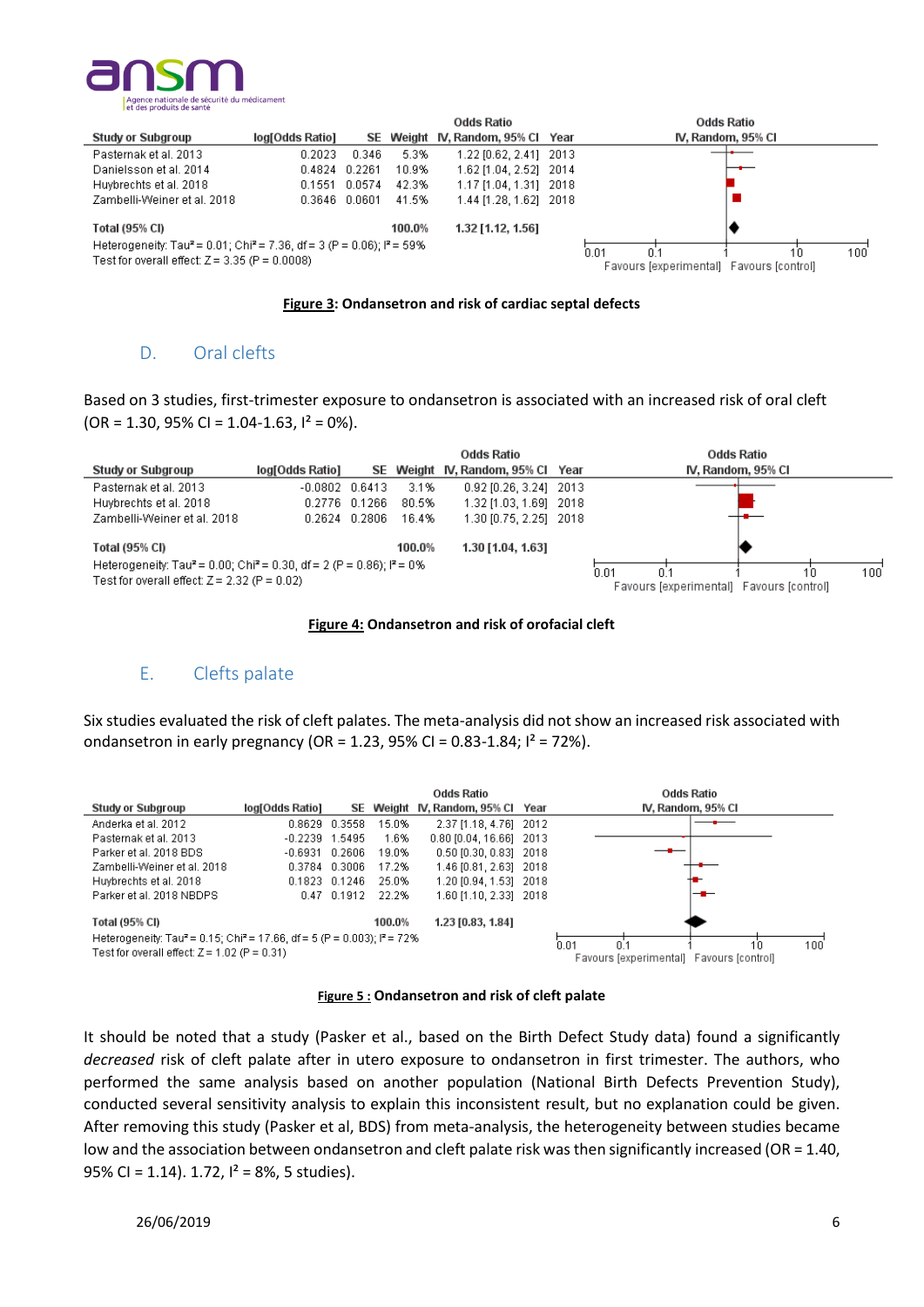| Study or Subgroup | log[Odds Ratio] | SE | Weight | Odds Ratio IV, Random, 95% CI | Year |
|---|---|---|---|---|---|
| Pasternak et al. 2013 | 0.2023 | 0.346 | 5.3% | 1.22 [0.62, 2.41] | 2013 |
| Danielsson et al. 2014 | 0.4824 | 0.2261 | 10.9% | 1.62 [1.04, 2.52] | 2014 |
| Huybrechts et al. 2018 | 0.1551 | 0.0574 | 42.3% | 1.17 [1.04, 1.31] | 2018 |
| Zambelli-Weiner et al. 2018 | 0.3646 | 0.0601 | 41.5% | 1.44 [1.28, 1.62] | 2018 |
| **Total (95% CI)** | | | **100.0%** | **1.32 [1.12, 1.56]** | |

Heterogeneity: Tau² = 0.01; Chi² = 7.36, df = 3 (P = 0.06); I² = 59%
Test for overall effect: Z = 3.35 (P = 0.0008)

Favours [experimental] Favours [control]

**Figure 3: Ondansetron and risk of cardiac septal defects**

## D. Oral clefts

Based on 3 studies, first-trimester exposure to ondansetron is associated with an increased risk of oral cleft (OR = 1.30, 95% CI = 1.04-1.63, I² = 0%).

| Study or Subgroup | log[Odds Ratio] | SE | Weight | Odds Ratio IV, Random, 95% CI | Year |
|---|---|---|---|---|---|
| Pasternak et al. 2013 | -0.0802 | 0.6413 | 3.1% | 0.92 [0.26, 3.24] | 2013 |
| Huybrechts et al. 2018 | 0.2776 | 0.1266 | 80.5% | 1.32 [1.03, 1.69] | 2018 |
| Zambelli-Weiner et al. 2018 | 0.2624 | 0.2806 | 16.4% | 1.30 [0.75, 2.25] | 2018 |
| **Total (95% CI)** | | | **100.0%** | **1.30 [1.04, 1.63]** | |

Heterogeneity: Tau² = 0.00; Chi² = 0.30, df = 2 (P = 0.86); I² = 0%
Test for overall effect: Z = 2.32 (P = 0.02)

Favours [experimental] Favours [control]

**Figure 4: Ondansetron and risk of orofacial cleft**

## E. Clefts palate

Six studies evaluated the risk of cleft palates. The meta-analysis did not show an increased risk associated with ondansetron in early pregnancy (OR = 1.23, 95% CI = 0.83-1.84; I² = 72%).

| Study or Subgroup | log[Odds Ratio] | SE | Weight | Odds Ratio IV, Random, 95% CI | Year |
|---|---|---|---|---|---|
| Anderka et al. 2012 | 0.8629 | 0.3558 | 15.0% | 2.37 [1.18, 4.76] | 2012 |
| Pasternak et al. 2013 | -0.2239 | 1.5495 | 1.6% | 0.80 [0.04, 16.66] | 2013 |
| Parker et al. 2018 BDS | -0.6931 | 0.2606 | 19.0% | 0.50 [0.30, 0.83] | 2018 |
| Zambelli-Weiner et al. 2018 | 0.3784 | 0.3006 | 17.2% | 1.46 [0.81, 2.63] | 2018 |
| Huybrechts et al. 2018 | 0.1823 | 0.1246 | 25.0% | 1.20 [0.94, 1.53] | 2018 |
| Parker et al. 2018 NBDPS | 0.47 | 0.1912 | 22.2% | 1.60 [1.10, 2.33] | 2018 |
| **Total (95% CI)** | | | **100.0%** | **1.23 [0.83, 1.84]** | |

Heterogeneity: Tau² = 0.15; Chi² = 17.66, df = 5 (P = 0.003); I² = 72%
Test for overall effect: Z = 1.02 (P = 0.31)

Favours [experimental] Favours [control]

**Figure 5 : Ondansetron and risk of cleft palate**

It should be noted that a study (Pasker et al., based on the Birth Defect Study data) found a significantly *decreased* risk of cleft palate after in utero exposure to ondansetron in first trimester. The authors, who performed the same analysis based on another population (National Birth Defects Prevention Study), conducted several sensitivity analysis to explain this inconsistent result, but no explanation could be given. After removing this study (Pasker et al, BDS) from meta-analysis, the heterogeneity between studies became low and the association between ondansetron and cleft palate risk was then significantly increased (OR = 1.40, 95% CI = 1.14). 1.72, I² = 8%, 5 studies).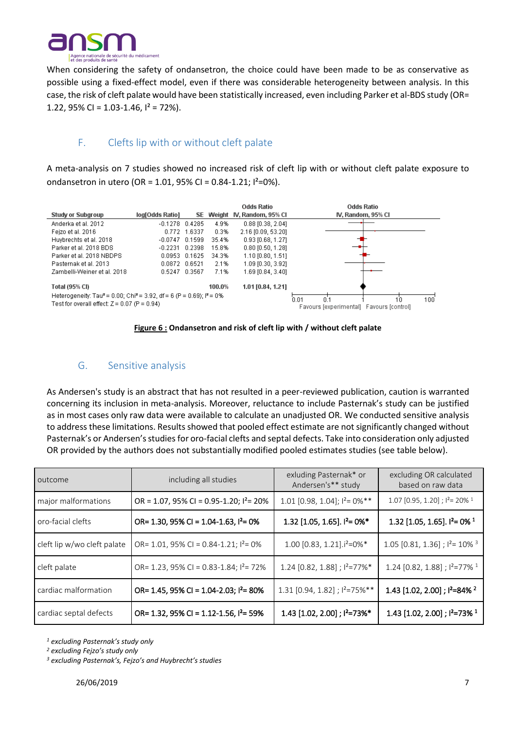When considering the safety of ondansetron, the choice could have been made to be as conservative as possible using a fixed-effect model, even if there was considerable heterogeneity between analysis. In this case, the risk of cleft palate would have been statistically increased, even including Parker et al-BDS study (OR= 1.22, 95% CI = 1.03-1.46, $I^2$ = 72%).

## F. Clefts lip with or without cleft palate

A meta-analysis on 7 studies showed no increased risk of cleft lip with or without cleft palate exposure to ondansetron in utero (OR = 1.01, 95% CI = 0.84-1.21; $I^2$=0%).

| Study or Subgroup | log[Odds Ratio] | SE | Weight | Odds Ratio IV, Random, 95% CI |
|---|---|---|---|---|
| Anderka et al. 2012 | -0.1278 | 0.4285 | 4.9% | 0.88 [0.38, 2.04] |
| Fejzo et al. 2016 | 0.772 | 1.6337 | 0.3% | 2.16 [0.09, 53.20] |
| Huybrechts et al. 2018 | -0.0747 | 0.1599 | 35.4% | 0.93 [0.68, 1.27] |
| Parker et al. 2018 BDS | -0.2231 | 0.2398 | 15.8% | 0.80 [0.50, 1.28] |
| Parker et al. 2018 NBDPS | 0.0953 | 0.1625 | 34.3% | 1.10 [0.80, 1.51] |
| Pasternak et al. 2013 | 0.0872 | 0.6521 | 2.1% | 1.09 [0.30, 3.92] |
| Zambelli-Weiner et al. 2018 | 0.5247 | 0.3567 | 7.1% | 1.69 [0.84, 3.40] |
| **Total (95% CI)** | | | **100.0%** | **1.01 [0.84, 1.21]** |

Heterogeneity: $Tau^2$ = 0.00; $Chi^2$ = 3.92, df = 6 (P = 0.69); $I^2$ = 0%
Test for overall effect: Z = 0.07 (P = 0.94)

Favours [experimental] Favours [control]

**Figure 6 : Ondansetron and risk of cleft lip with / without cleft palate**

## G. Sensitive analysis

As Andersen's study is an abstract that has not resulted in a peer-reviewed publication, caution is warranted concerning its inclusion in meta-analysis. Moreover, reluctance to include Pasternak's study can be justified as in most cases only raw data were available to calculate an unadjusted OR. We conducted sensitive analysis to address these limitations. Results showed that pooled effect estimate are not significantly changed without Pasternak's or Andersen's studies for oro-facial clefts and septal defects. Take into consideration only adjusted OR provided by the authors does not substantially modified pooled estimates studies (see table below).

| outcome | including all studies | exluding Pasternak* or Andersen's** study | excluding OR calculated based on raw data |
|---|---|---|---|
| major malformations | OR = 1.07, 95% CI = 0.95-1.20; $I^2$= 20% | 1.01 [0.98, 1.04]; $I^2$= 0%** | 1.07 [0.95, 1.20] ; $I^2$= 20% [1] |
| oro-facial clefts | **OR= 1.30, 95% CI = 1.04-1.63, $I^2$= 0%** | **1.32 [1.05, 1.65]. $I^2$= 0%*** | **1.32 [1.05, 1.65]. $I^2$= 0% [1]** |
| cleft lip w/wo cleft palate | OR= 1.01, 95% CI = 0.84-1.21; $I^2$= 0% | 1.00 [0.83, 1.21].$I^2$=0%* | 1.05 [0.81, 1.36] ; $I^2$= 10% [3] |
| cleft palate | OR= 1.23, 95% CI = 0.83-1.84; $I^2$= 72% | 1.24 [0.82, 1.88] ; $I^2$=77%* | 1.24 [0.82, 1.88] ; $I^2$=77% [1] |
| cardiac malformation | **OR= 1.45, 95% CI = 1.04-2.03; $I^2$= 80%** | 1.31 [0.94, 1.82] ; $I^2$=75%** | **1.43 [1.02, 2.00] ; $I^2$=84% [2]** |
| cardiac septal defects | **OR= 1.32, 95% CI = 1.12-1.56, $I^2$= 59%** | **1.43 [1.02, 2.00] ; $I^2$=73%*** | **1.43 [1.02, 2.00] ; $I^2$=73% [1]** |

[1] *excluding Pasternak's study only*
[2] *excluding Fejzo's study only*
[3] *excluding Pasternak's, Fejzo's and Huybrecht's studies*

26/06/2019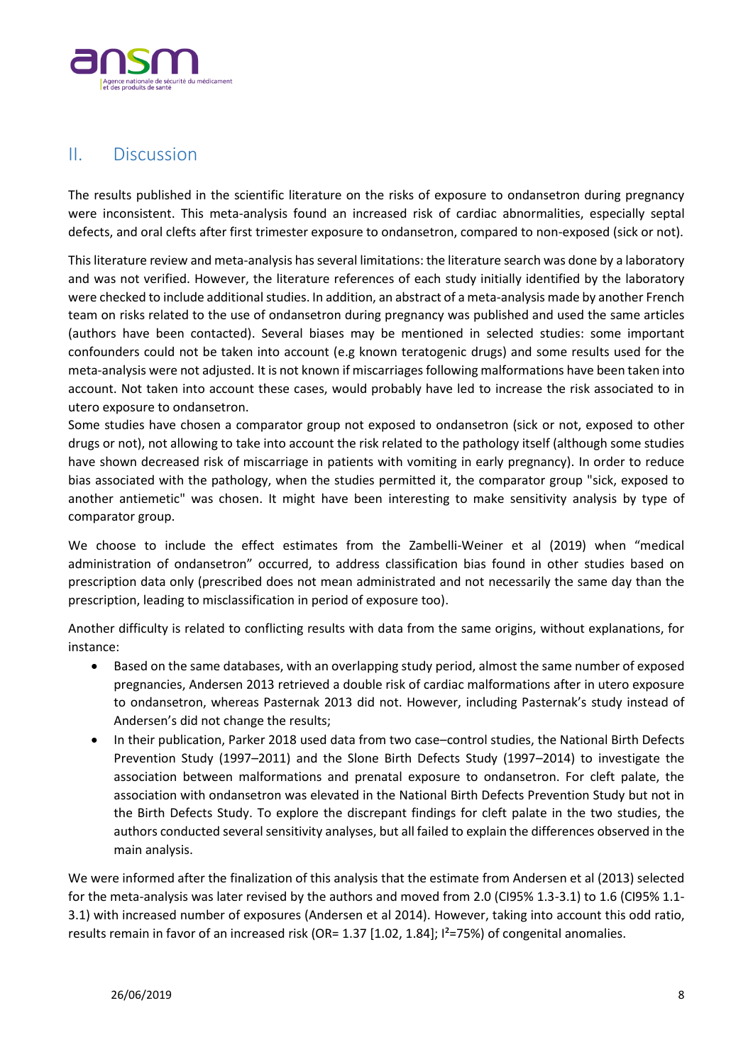## II. Discussion

The results published in the scientific literature on the risks of exposure to ondansetron during pregnancy were inconsistent. This meta-analysis found an increased risk of cardiac abnormalities, especially septal defects, and oral clefts after first trimester exposure to ondansetron, compared to non-exposed (sick or not).

This literature review and meta-analysis has several limitations: the literature search was done by a laboratory and was not verified. However, the literature references of each study initially identified by the laboratory were checked to include additional studies. In addition, an abstract of a meta-analysis made by another French team on risks related to the use of ondansetron during pregnancy was published and used the same articles (authors have been contacted). Several biases may be mentioned in selected studies: some important confounders could not be taken into account (e.g known teratogenic drugs) and some results used for the meta-analysis were not adjusted. It is not known if miscarriages following malformations have been taken into account. Not taken into account these cases, would probably have led to increase the risk associated to in utero exposure to ondansetron.
Some studies have chosen a comparator group not exposed to ondansetron (sick or not, exposed to other drugs or not), not allowing to take into account the risk related to the pathology itself (although some studies have shown decreased risk of miscarriage in patients with vomiting in early pregnancy). In order to reduce bias associated with the pathology, when the studies permitted it, the comparator group "sick, exposed to another antiemetic" was chosen. It might have been interesting to make sensitivity analysis by type of comparator group.

We choose to include the effect estimates from the Zambelli-Weiner et al (2019) when "medical administration of ondansetron" occurred, to address classification bias found in other studies based on prescription data only (prescribed does not mean administrated and not necessarily the same day than the prescription, leading to misclassification in period of exposure too).

Another difficulty is related to conflicting results with data from the same origins, without explanations, for instance:

- Based on the same databases, with an overlapping study period, almost the same number of exposed pregnancies, Andersen 2013 retrieved a double risk of cardiac malformations after in utero exposure to ondansetron, whereas Pasternak 2013 did not. However, including Pasternak's study instead of Andersen's did not change the results;
- In their publication, Parker 2018 used data from two case–control studies, the National Birth Defects Prevention Study (1997–2011) and the Slone Birth Defects Study (1997–2014) to investigate the association between malformations and prenatal exposure to ondansetron. For cleft palate, the association with ondansetron was elevated in the National Birth Defects Prevention Study but not in the Birth Defects Study. To explore the discrepant findings for cleft palate in the two studies, the authors conducted several sensitivity analyses, but all failed to explain the differences observed in the main analysis.

We were informed after the finalization of this analysis that the estimate from Andersen et al (2013) selected for the meta-analysis was later revised by the authors and moved from 2.0 (CI95% 1.3-3.1) to 1.6 (CI95% 1.1-3.1) with increased number of exposures (Andersen et al 2014). However, taking into account this odd ratio, results remain in favor of an increased risk (OR= 1.37 [1.02, 1.84]; $I^2$=75%) of congenital anomalies.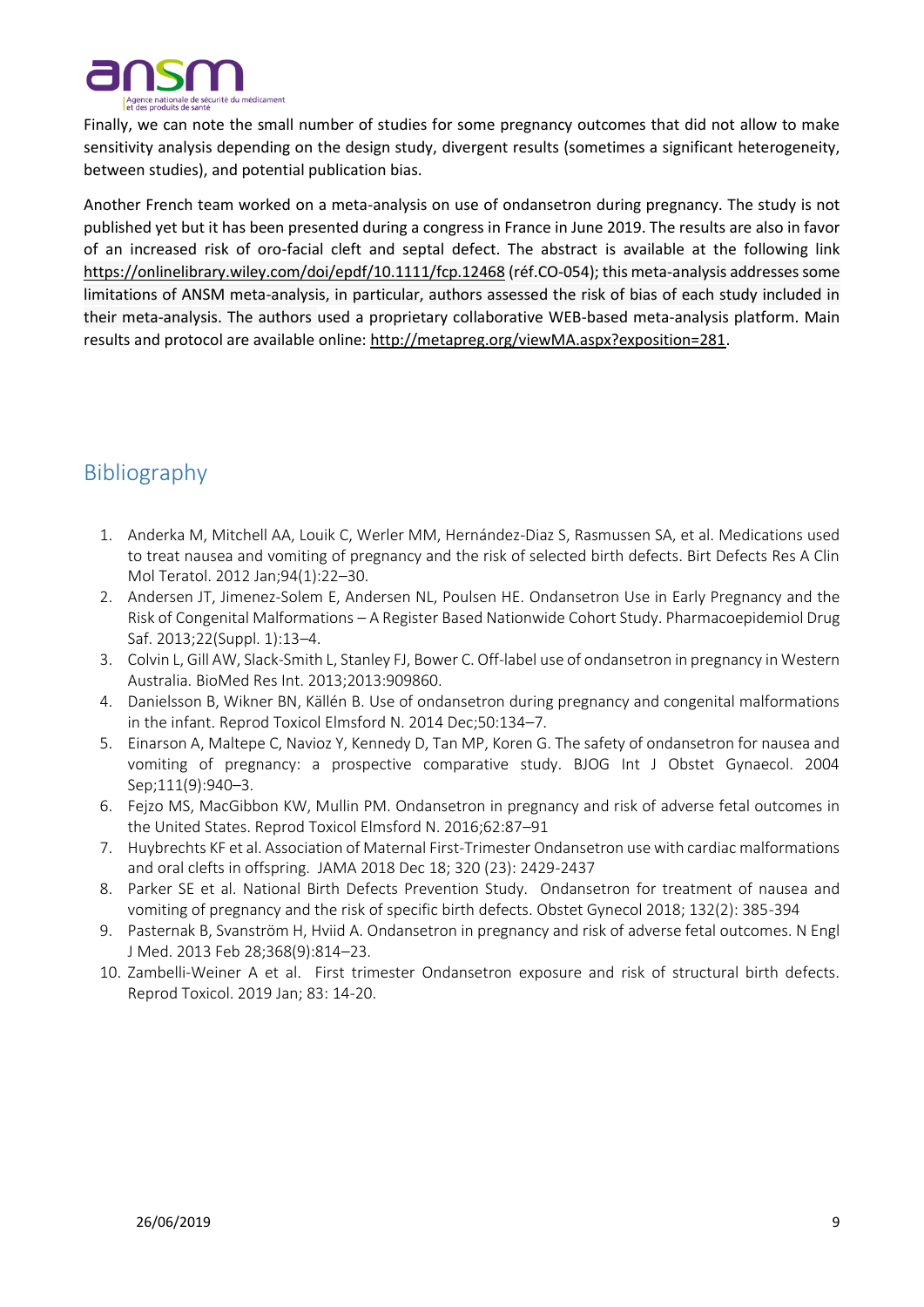Finally, we can note the small number of studies for some pregnancy outcomes that did not allow to make sensitivity analysis depending on the design study, divergent results (sometimes a significant heterogeneity, between studies), and potential publication bias.

Another French team worked on a meta-analysis on use of ondansetron during pregnancy. The study is not published yet but it has been presented during a congress in France in June 2019. The results are also in favor of an increased risk of oro-facial cleft and septal defect. The abstract is available at the following link https://onlinelibrary.wiley.com/doi/epdf/10.1111/fcp.12468 (réf.CO-054); this meta-analysis addresses some limitations of ANSM meta-analysis, in particular, authors assessed the risk of bias of each study included in their meta-analysis. The authors used a proprietary collaborative WEB-based meta-analysis platform. Main results and protocol are available online: http://metapreg.org/viewMA.aspx?exposition=281.

## Bibliography

1. Anderka M, Mitchell AA, Louik C, Werler MM, Hernández-Diaz S, Rasmussen SA, et al. Medications used to treat nausea and vomiting of pregnancy and the risk of selected birth defects. Birt Defects Res A Clin Mol Teratol. 2012 Jan;94(1):22–30.
2. Andersen JT, Jimenez-Solem E, Andersen NL, Poulsen HE. Ondansetron Use in Early Pregnancy and the Risk of Congenital Malformations – A Register Based Nationwide Cohort Study. Pharmacoepidemiol Drug Saf. 2013;22(Suppl. 1):13–4.
3. Colvin L, Gill AW, Slack-Smith L, Stanley FJ, Bower C. Off-label use of ondansetron in pregnancy in Western Australia. BioMed Res Int. 2013;2013:909860.
4. Danielsson B, Wikner BN, Källén B. Use of ondansetron during pregnancy and congenital malformations in the infant. Reprod Toxicol Elmsford N. 2014 Dec;50:134–7.
5. Einarson A, Maltepe C, Navioz Y, Kennedy D, Tan MP, Koren G. The safety of ondansetron for nausea and vomiting of pregnancy: a prospective comparative study. BJOG Int J Obstet Gynaecol. 2004 Sep;111(9):940–3.
6. Fejzo MS, MacGibbon KW, Mullin PM. Ondansetron in pregnancy and risk of adverse fetal outcomes in the United States. Reprod Toxicol Elmsford N. 2016;62:87–91
7. Huybrechts KF et al. Association of Maternal First-Trimester Ondansetron use with cardiac malformations and oral clefts in offspring. JAMA 2018 Dec 18; 320 (23): 2429-2437
8. Parker SE et al. National Birth Defects Prevention Study. Ondansetron for treatment of nausea and vomiting of pregnancy and the risk of specific birth defects. Obstet Gynecol 2018; 132(2): 385-394
9. Pasternak B, Svanström H, Hviid A. Ondansetron in pregnancy and risk of adverse fetal outcomes. N Engl J Med. 2013 Feb 28;368(9):814–23.
10. Zambelli-Weiner A et al. First trimester Ondansetron exposure and risk of structural birth defects. Reprod Toxicol. 2019 Jan; 83: 14-20.